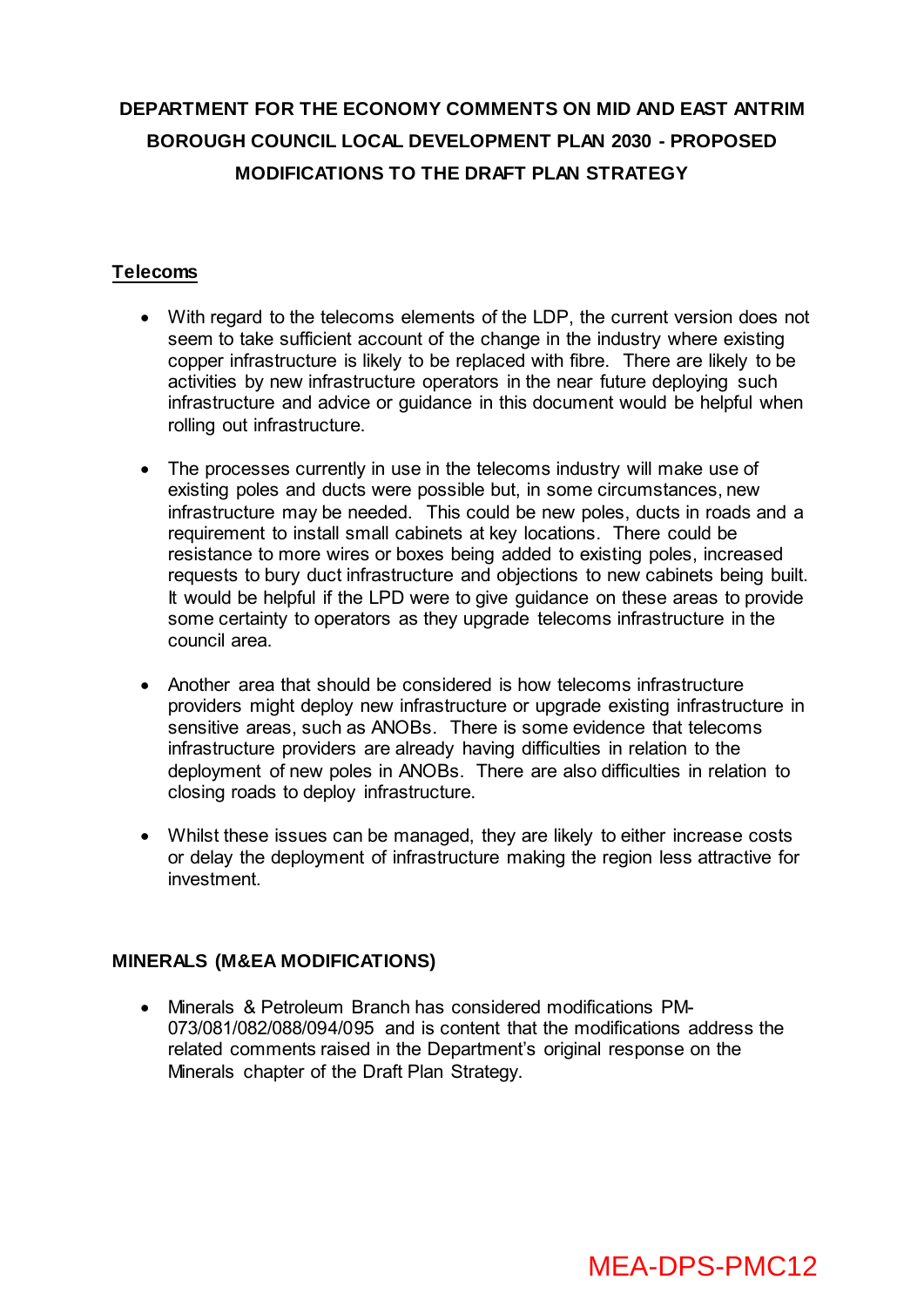# DEPARTMENT FOR THE ECONOMY COMMENTS ON MID AND EAST ANTRIM BOROUGH COUNCIL LOCAL DEVELOPMENT PLAN 2030 - PROPOSED MODIFICATIONS TO THE DRAFT PLAN STRATEGY

## Telecoms

- With regard to the telecoms elements of the LDP, the current version does not seem to take sufficient account of the change in the industry where existing copper infrastructure is likely to be replaced with fibre. There are likely to be activities by new infrastructure operators in the near future deploying such infrastructure and advice or guidance in this document would be helpful when rolling out infrastructure.

- The processes currently in use in the telecoms industry will make use of existing poles and ducts were possible but, in some circumstances, new infrastructure may be needed. This could be new poles, ducts in roads and a requirement to install small cabinets at key locations. There could be resistance to more wires or boxes being added to existing poles, increased requests to bury duct infrastructure and objections to new cabinets being built. It would be helpful if the LPD were to give guidance on these areas to provide some certainty to operators as they upgrade telecoms infrastructure in the council area.

- Another area that should be considered is how telecoms infrastructure providers might deploy new infrastructure or upgrade existing infrastructure in sensitive areas, such as ANOBs. There is some evidence that telecoms infrastructure providers are already having difficulties in relation to the deployment of new poles in ANOBs. There are also difficulties in relation to closing roads to deploy infrastructure.

- Whilst these issues can be managed, they are likely to either increase costs or delay the deployment of infrastructure making the region less attractive for investment.

## MINERALS (M&EA MODIFICATIONS)

- Minerals & Petroleum Branch has considered modifications PM-073/081/082/088/094/095 and is content that the modifications address the related comments raised in the Department's original response on the Minerals chapter of the Draft Plan Strategy.

MEA-DPS-PMC12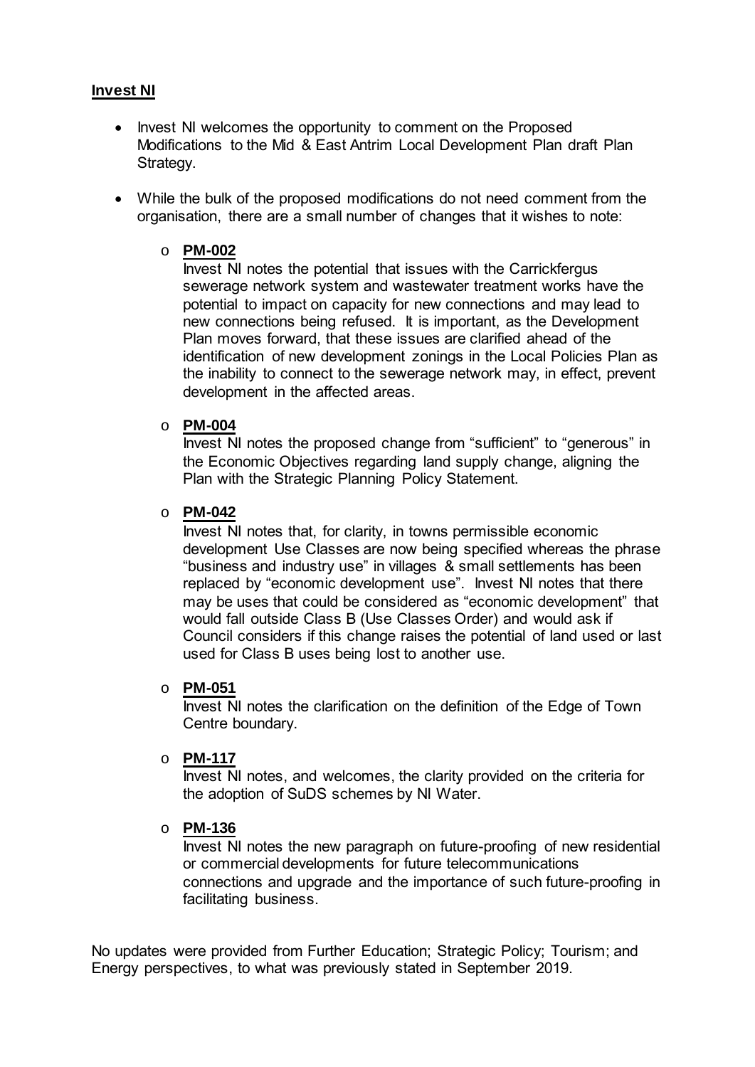**Invest NI**

- Invest NI welcomes the opportunity to comment on the Proposed Modifications to the Mid & East Antrim Local Development Plan draft Plan Strategy.
- While the bulk of the proposed modifications do not need comment from the organisation, there are a small number of changes that it wishes to note:
  - **PM-002**
    Invest NI notes the potential that issues with the Carrickfergus sewerage network system and wastewater treatment works have the potential to impact on capacity for new connections and may lead to new connections being refused. It is important, as the Development Plan moves forward, that these issues are clarified ahead of the identification of new development zonings in the Local Policies Plan as the inability to connect to the sewerage network may, in effect, prevent development in the affected areas.
  - **PM-004**
    Invest NI notes the proposed change from "sufficient" to "generous" in the Economic Objectives regarding land supply change, aligning the Plan with the Strategic Planning Policy Statement.
  - **PM-042**
    Invest NI notes that, for clarity, in towns permissible economic development Use Classes are now being specified whereas the phrase "business and industry use" in villages & small settlements has been replaced by "economic development use". Invest NI notes that there may be uses that could be considered as "economic development" that would fall outside Class B (Use Classes Order) and would ask if Council considers if this change raises the potential of land used or last used for Class B uses being lost to another use.
  - **PM-051**
    Invest NI notes the clarification on the definition of the Edge of Town Centre boundary.
  - **PM-117**
    Invest NI notes, and welcomes, the clarity provided on the criteria for the adoption of SuDS schemes by NI Water.
  - **PM-136**
    Invest NI notes the new paragraph on future-proofing of new residential or commercial developments for future telecommunications connections and upgrade and the importance of such future-proofing in facilitating business.

No updates were provided from Further Education; Strategic Policy; Tourism; and Energy perspectives, to what was previously stated in September 2019.